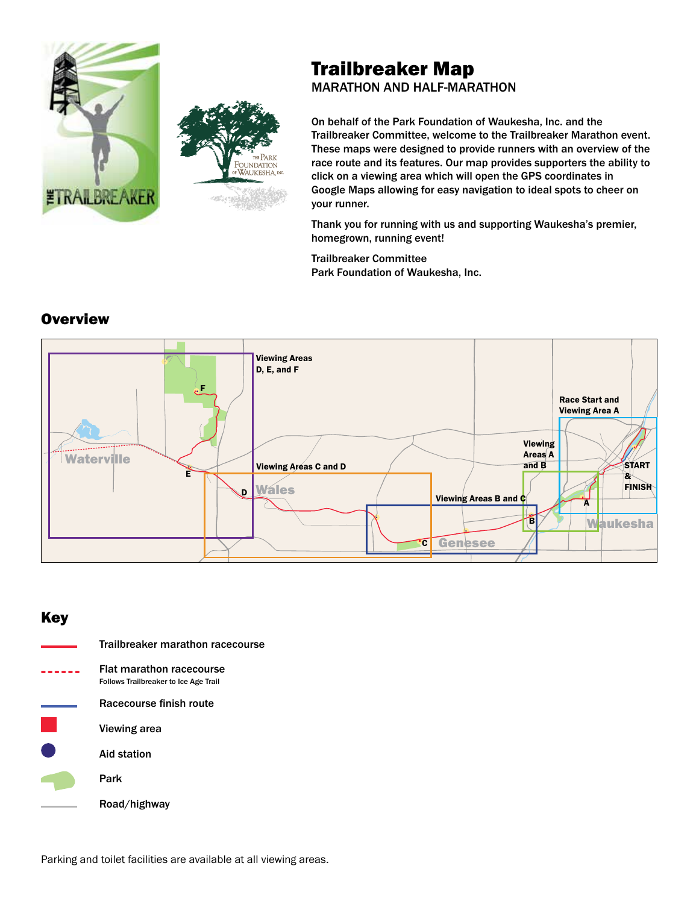# Trailbreaker Map

MARATHON AND HALF-MARATHON

On behalf of the Park Foundation of Waukesha, Inc. and the Trailbreaker Committee, welcome to the Trailbreaker Marathon event. These maps were designed to provide runners with an overview of the race route and its features. Our map provides supporters the ability to click on a viewing area which will open the GPS coordinates in Google Maps allowing for easy navigation to ideal spots to cheer on your runner.

Thank you for running with us and supporting Waukesha's premier, homegrown, running event!

Trailbreaker Committee
Park Foundation of Waukesha, Inc.

## Overview

Viewing Areas D, E, and F

Race Start and Viewing Area A

Viewing Areas A and B

Viewing Areas C and D

Viewing Areas B and C

START & FINISH

Waterville

Wales

Genesee

Waukesha

## Key

- Trailbreaker marathon racecourse
- Flat marathon racecourse
  Follows Trailbreaker to Ice Age Trail
- Racecourse finish route
- Viewing area
- Aid station
- Park
- Road/highway

Parking and toilet facilities are available at all viewing areas.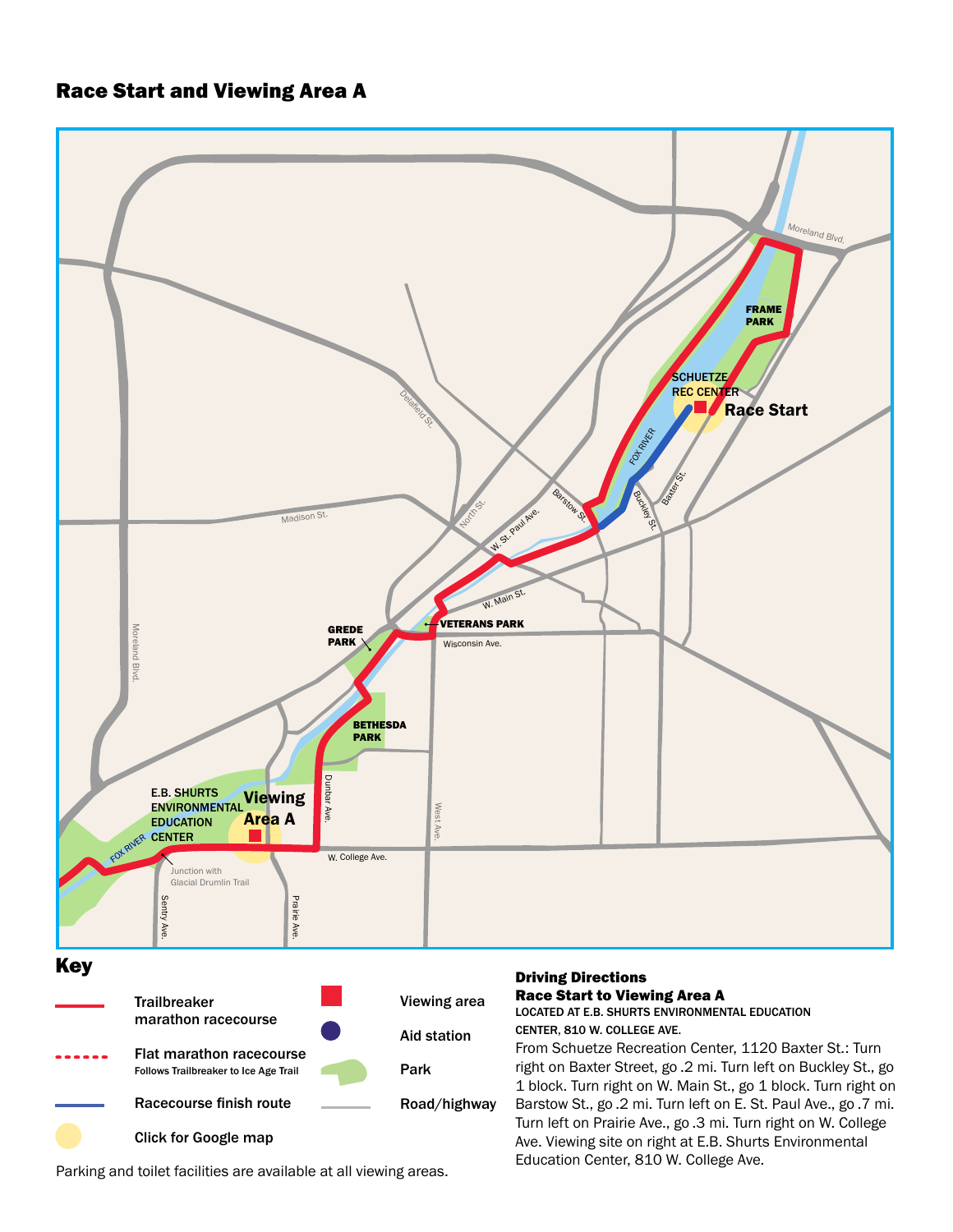## Race Start and Viewing Area A

### Key

- Trailbreaker marathon racecourse
- Flat marathon racecourse — Follows Trailbreaker to Ice Age Trail
- Racecourse finish route
- Click for Google map
- Viewing area
- Aid station
- Park
- Road/highway

Parking and toilet facilities are available at all viewing areas.

### Driving Directions

**Race Start to Viewing Area A**

LOCATED AT E.B. SHURTS ENVIRONMENTAL EDUCATION CENTER, 810 W. COLLEGE AVE.

From Schuetze Recreation Center, 1120 Baxter St.: Turn right on Baxter Street, go .2 mi. Turn left on Buckley St., go 1 block. Turn right on W. Main St., go 1 block. Turn right on Barstow St., go .2 mi. Turn left on E. St. Paul Ave., go .7 mi. Turn left on Prairie Ave., go .3 mi. Turn right on W. College Ave. Viewing site on right at E.B. Shurts Environmental Education Center, 810 W. College Ave.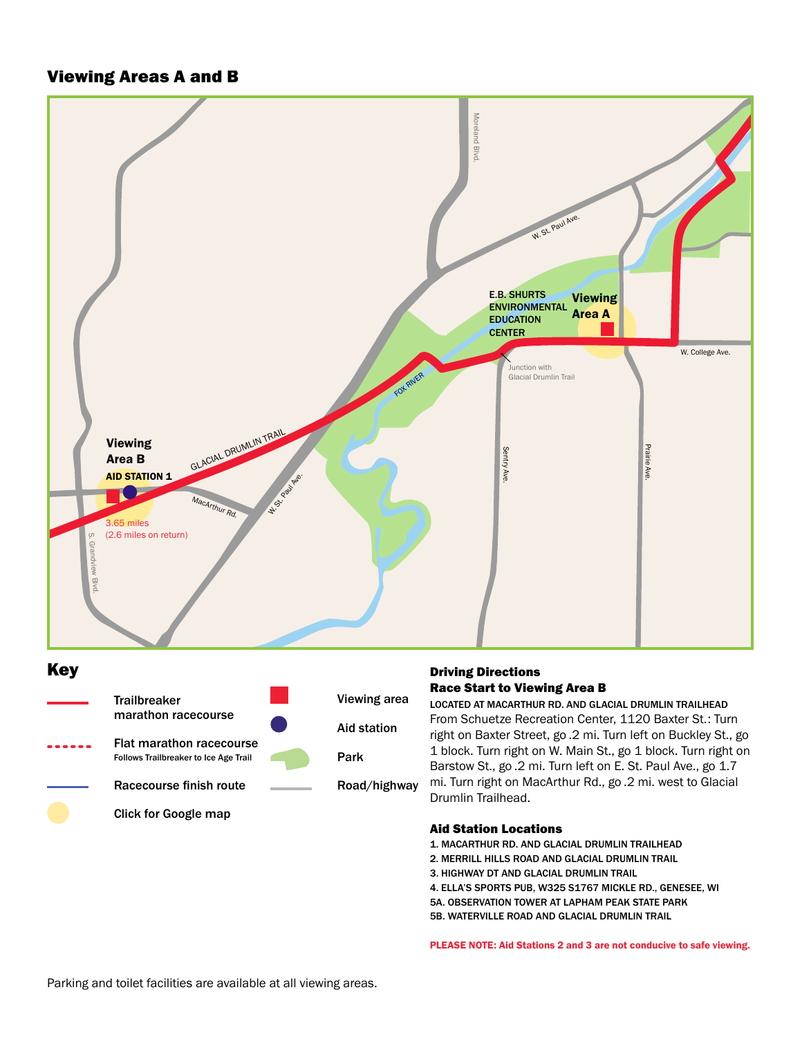## Viewing Areas A and B

Viewing Area A

E.B. SHURTS ENVIRONMENTAL EDUCATION CENTER

Junction with Glacial Drumlin Trail

Viewing Area B

AID STATION 1

3.65 miles
(2.6 miles on return)

GLACIAL DRUMLIN TRAIL

FOX RIVER

W. St. Paul Ave.

Moreland Blvd.

W. College Ave.

Sentry Ave.

Prairie Ave.

MacArthur Rd.

S. Grandview Blvd.

## Key

- Trailbreaker marathon racecourse
- Flat marathon racecourse — Follows Trailbreaker to Ice Age Trail
- Racecourse finish route
- Click for Google map
- Viewing area
- Aid station
- Park
- Road/highway

### Driving Directions

### Race Start to Viewing Area B

LOCATED AT MACARTHUR RD. AND GLACIAL DRUMLIN TRAILHEAD

From Schuetze Recreation Center, 1120 Baxter St.: Turn right on Baxter Street, go .2 mi. Turn left on Buckley St., go 1 block. Turn right on W. Main St., go 1 block. Turn right on Barstow St., go .2 mi. Turn left on E. St. Paul Ave., go 1.7 mi. Turn right on MacArthur Rd., go .2 mi. west to Glacial Drumlin Trailhead.

### Aid Station Locations

1. MACARTHUR RD. AND GLACIAL DRUMLIN TRAILHEAD
2. MERRILL HILLS ROAD AND GLACIAL DRUMLIN TRAIL
3. HIGHWAY DT AND GLACIAL DRUMLIN TRAIL
4. ELLA'S SPORTS PUB, W325 S1767 MICKLE RD., GENESEE, WI

5A. OBSERVATION TOWER AT LAPHAM PEAK STATE PARK

5B. WATERVILLE ROAD AND GLACIAL DRUMLIN TRAIL

**PLEASE NOTE: Aid Stations 2 and 3 are not conducive to safe viewing.**

Parking and toilet facilities are available at all viewing areas.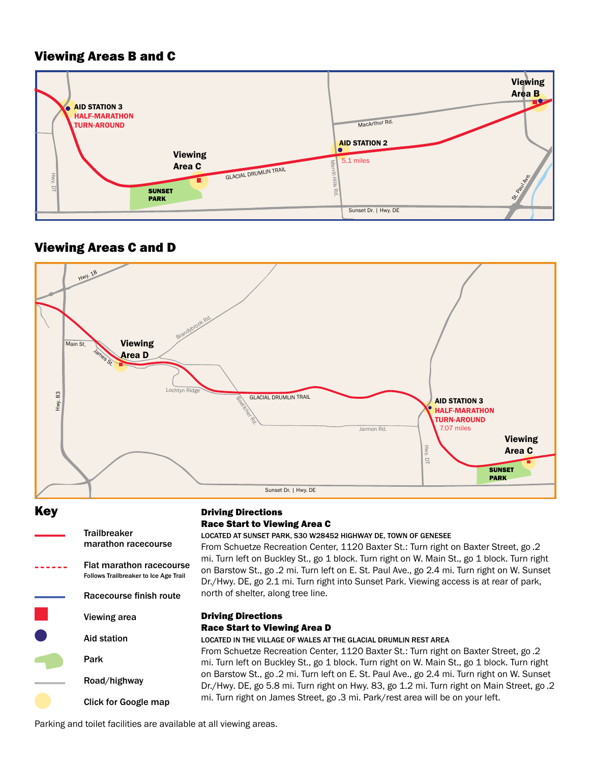## Viewing Areas B and C

AID STATION 3
HALF-MARATHON TURN-AROUND

Viewing Area C

SUNSET PARK

GLACIAL DRUMLIN TRAIL

AID STATION 2
5.1 miles

MacArthur Rd.

Merrill Hills Rd.

Viewing Area B

St. Paul Ave.

Hwy. DT

Sunset Dr. | Hwy. DE

## Viewing Areas C and D

Hwy. 18

Brandybrook Rd.

Main St.

James St.

Viewing Area D

Lochtyn Ridge

Boettcher Rd.

GLACIAL DRUMLIN TRAIL

Hwy. 83

Jarmon Rd.

AID STATION 3
HALF-MARATHON TURN-AROUND
7.07 miles

Hwy. DT

Viewing Area C

SUNSET PARK

Sunset Dr. | Hwy. DE

## Key

- Trailbreaker marathon racecourse
- Flat marathon racecourse — Follows Trailbreaker to Ice Age Trail
- Racecourse finish route
- Viewing area
- Aid station
- Park
- Road/highway
- Click for Google map

### Driving Directions
### Race Start to Viewing Area C

LOCATED AT SUNSET PARK, S30 W28452 HIGHWAY DE, TOWN OF GENESEE

From Schuetze Recreation Center, 1120 Baxter St.: Turn right on Baxter Street, go .2 mi. Turn left on Buckley St., go 1 block. Turn right on W. Main St., go 1 block. Turn right on Barstow St., go .2 mi. Turn left on E. St. Paul Ave., go 2.4 mi. Turn right on W. Sunset Dr./Hwy. DE, go 2.1 mi. Turn right into Sunset Park. Viewing access is at rear of park, north of shelter, along tree line.

### Driving Directions
### Race Start to Viewing Area D

LOCATED IN THE VILLAGE OF WALES AT THE GLACIAL DRUMLIN REST AREA

From Schuetze Recreation Center, 1120 Baxter St.: Turn right on Baxter Street, go .2 mi. Turn left on Buckley St., go 1 block. Turn right on W. Main St., go 1 block. Turn right on Barstow St., go .2 mi. Turn left on E. St. Paul Ave., go 2.4 mi. Turn right on W. Sunset Dr./Hwy. DE, go 5.8 mi. Turn right on Hwy. 83, go 1.2 mi. Turn right on Main Street, go .2 mi. Turn right on James Street, go .3 mi. Park/rest area will be on your left.

Parking and toilet facilities are available at all viewing areas.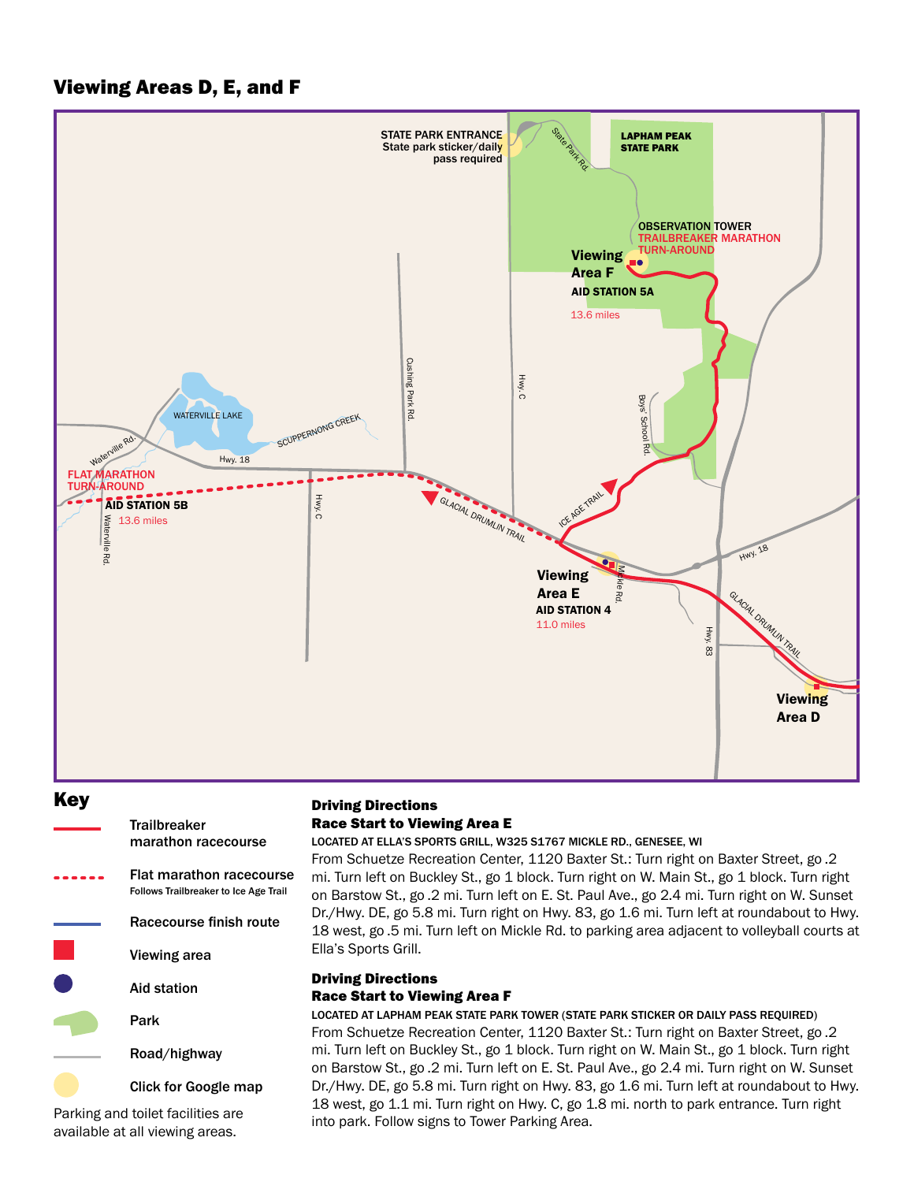## Viewing Areas D, E, and F

STATE PARK ENTRANCE
State park sticker/daily pass required

LAPHAM PEAK STATE PARK

State Park Rd.

OBSERVATION TOWER
TRAILBREAKER MARATHON TURN-AROUND

Viewing Area F
AID STATION 5A
13.6 miles

Cushing Park Rd.

Hwy. C

Boys' School Rd.

WATERVILLE LAKE

SCUPPERNONG CREEK

Waterville Rd.

Hwy. 18

FLAT MARATHON TURN-AROUND
AID STATION 5B
13.6 miles

Waterville Rd.

Hwy. C

GLACIAL DRUMLIN TRAIL

ICE AGE TRAIL

Viewing Area E
AID STATION 4
11.0 miles

Mickle Rd.

Hwy. 18

Hwy. 83

GLACIAL DRUMLIN TRAIL

Viewing Area D

### Key

- Trailbreaker marathon racecourse
- Flat marathon racecourse (Follows Trailbreaker to Ice Age Trail)
- Racecourse finish route
- Viewing area
- Aid station
- Park
- Road/highway
- Click for Google map

Parking and toilet facilities are available at all viewing areas.

### Driving Directions
### Race Start to Viewing Area E

LOCATED AT ELLA'S SPORTS GRILL, W325 S1767 MICKLE RD., GENESEE, WI

From Schuetze Recreation Center, 1120 Baxter St.: Turn right on Baxter Street, go .2 mi. Turn left on Buckley St., go 1 block. Turn right on W. Main St., go 1 block. Turn right on Barstow St., go .2 mi. Turn left on E. St. Paul Ave., go 2.4 mi. Turn right on W. Sunset Dr./Hwy. DE, go 5.8 mi. Turn right on Hwy. 83, go 1.6 mi. Turn left at roundabout to Hwy. 18 west, go .5 mi. Turn left on Mickle Rd. to parking area adjacent to volleyball courts at Ella's Sports Grill.

### Driving Directions
### Race Start to Viewing Area F

LOCATED AT LAPHAM PEAK STATE PARK TOWER (STATE PARK STICKER OR DAILY PASS REQUIRED)

From Schuetze Recreation Center, 1120 Baxter St.: Turn right on Baxter Street, go .2 mi. Turn left on Buckley St., go 1 block. Turn right on W. Main St., go 1 block. Turn right on Barstow St., go .2 mi. Turn left on E. St. Paul Ave., go 2.4 mi. Turn right on W. Sunset Dr./Hwy. DE, go 5.8 mi. Turn right on Hwy. 83, go 1.6 mi. Turn left at roundabout to Hwy. 18 west, go 1.1 mi. Turn right on Hwy. C, go 1.8 mi. north to park entrance. Turn right into park. Follow signs to Tower Parking Area.